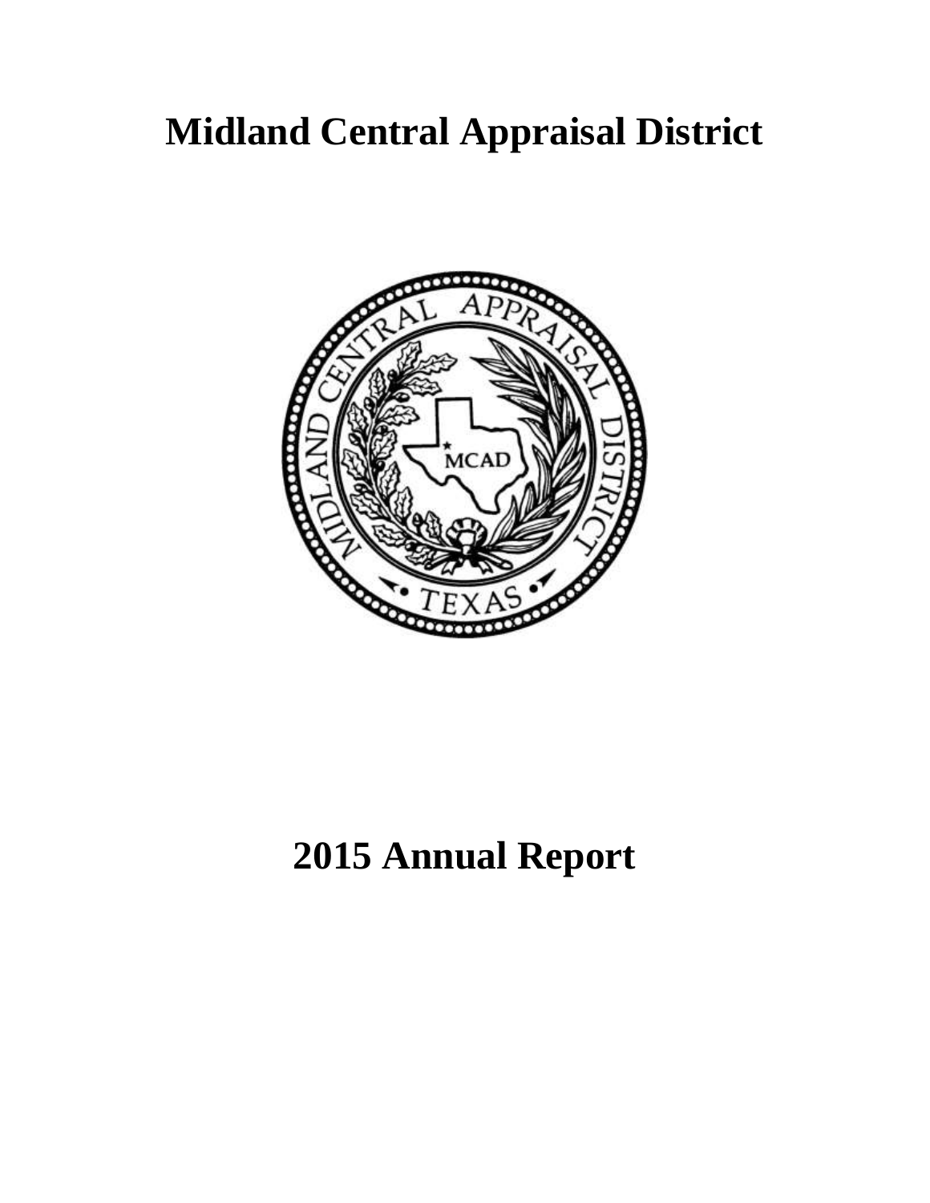# Midland Central Appraisal District

# 2015 Annual Report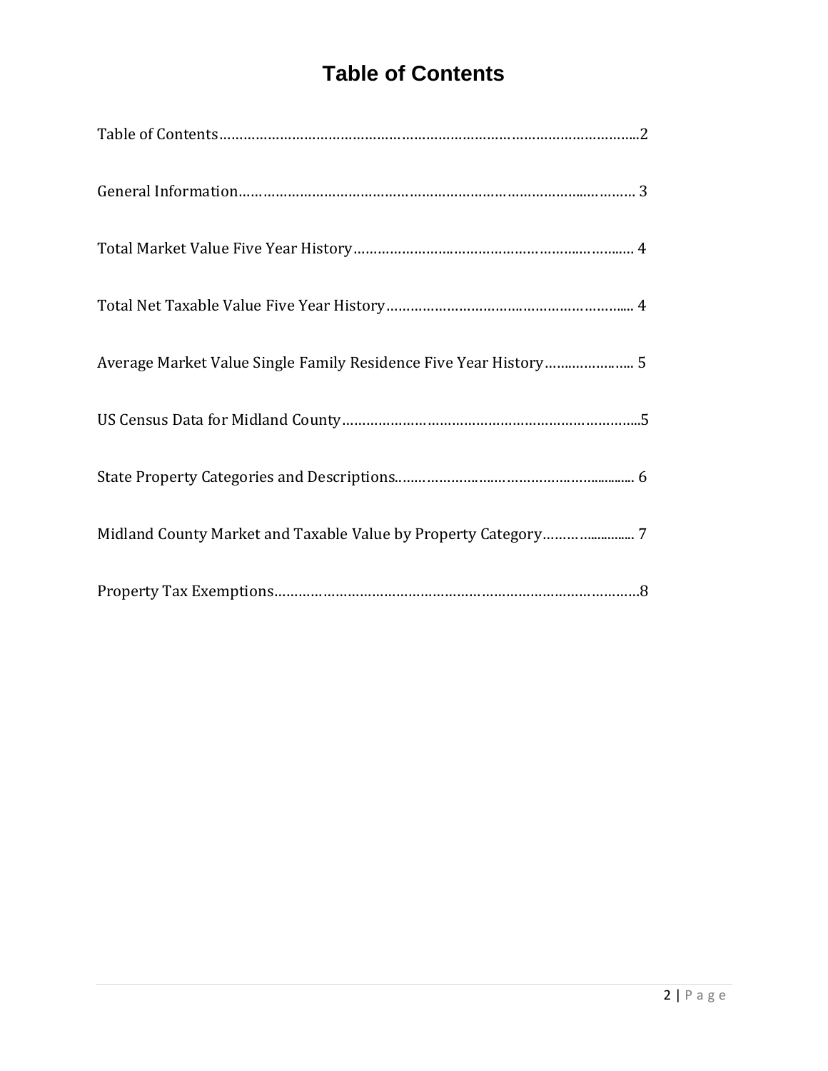# Table of Contents

Table of Contents……………………………………………………………………………………...2

General Information…………………………………………………………………...…………… 3

Total Market Value Five Year History……………………………………………...…………...… 4

Total Net Taxable Value Five Year History…………………………………………………...... 4

Average Market Value Single Family Residence Five Year History…….…………….. 5

US Census Data for Midland County…………………………………………………………....5

State Property Categories and Descriptions..….……………….…………………….............. 6

Midland County Market and Taxable Value by Property Category………............... 7

Property Tax Exemptions……………………………………………………………………………….8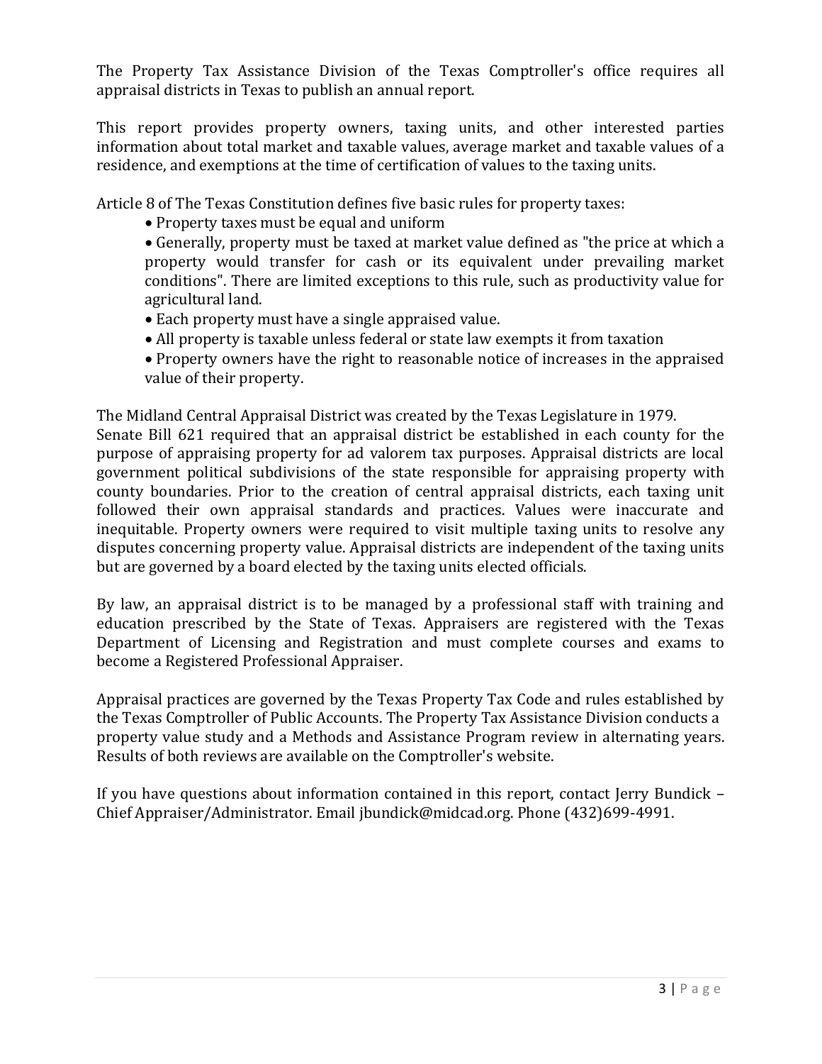The Property Tax Assistance Division of the Texas Comptroller's office requires all appraisal districts in Texas to publish an annual report.

This report provides property owners, taxing units, and other interested parties information about total market and taxable values, average market and taxable values of a residence, and exemptions at the time of certification of values to the taxing units.

Article 8 of The Texas Constitution defines five basic rules for property taxes:

- Property taxes must be equal and uniform
- Generally, property must be taxed at market value defined as "the price at which a property would transfer for cash or its equivalent under prevailing market conditions". There are limited exceptions to this rule, such as productivity value for agricultural land.
- Each property must have a single appraised value.
- All property is taxable unless federal or state law exempts it from taxation
- Property owners have the right to reasonable notice of increases in the appraised value of their property.

The Midland Central Appraisal District was created by the Texas Legislature in 1979.
Senate Bill 621 required that an appraisal district be established in each county for the purpose of appraising property for ad valorem tax purposes. Appraisal districts are local government political subdivisions of the state responsible for appraising property with county boundaries. Prior to the creation of central appraisal districts, each taxing unit followed their own appraisal standards and practices. Values were inaccurate and inequitable. Property owners were required to visit multiple taxing units to resolve any disputes concerning property value. Appraisal districts are independent of the taxing units but are governed by a board elected by the taxing units elected officials.

By law, an appraisal district is to be managed by a professional staff with training and education prescribed by the State of Texas. Appraisers are registered with the Texas Department of Licensing and Registration and must complete courses and exams to become a Registered Professional Appraiser.

Appraisal practices are governed by the Texas Property Tax Code and rules established by the Texas Comptroller of Public Accounts. The Property Tax Assistance Division conducts a property value study and a Methods and Assistance Program review in alternating years. Results of both reviews are available on the Comptroller's website.

If you have questions about information contained in this report, contact Jerry Bundick – Chief Appraiser/Administrator. Email jbundick@midcad.org. Phone (432)699-4991.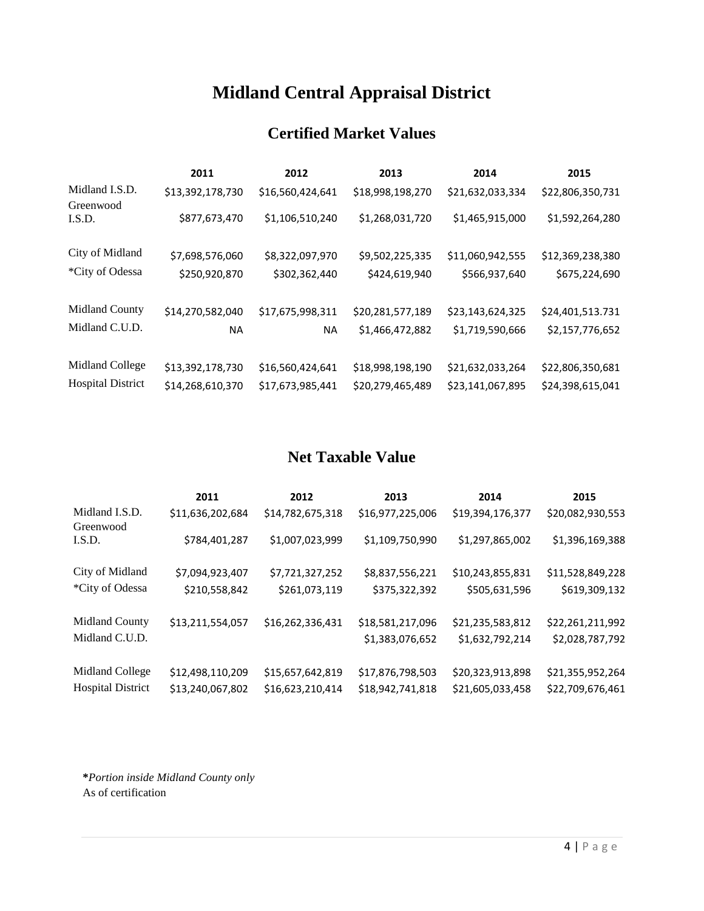# Midland Central Appraisal District

## Certified Market Values

| | 2011 | 2012 | 2013 | 2014 | 2015 |
|---|---|---|---|---|---|
| Midland I.S.D. | $13,392,178,730 | $16,560,424,641 | $18,998,198,270 | $21,632,033,334 | $22,806,350,731 |
| Greenwood I.S.D. | $877,673,470 | $1,106,510,240 | $1,268,031,720 | $1,465,915,000 | $1,592,264,280 |
| City of Midland | $7,698,576,060 | $8,322,097,970 | $9,502,225,335 | $11,060,942,555 | $12,369,238,380 |
| *City of Odessa | $250,920,870 | $302,362,440 | $424,619,940 | $566,937,640 | $675,224,690 |
| Midland County | $14,270,582,040 | $17,675,998,311 | $20,281,577,189 | $23,143,624,325 | $24,401,513.731 |
| Midland C.U.D. | NA | NA | $1,466,472,882 | $1,719,590,666 | $2,157,776,652 |
| Midland College | $13,392,178,730 | $16,560,424,641 | $18,998,198,190 | $21,632,033,264 | $22,806,350,681 |
| Hospital District | $14,268,610,370 | $17,673,985,441 | $20,279,465,489 | $23,141,067,895 | $24,398,615,041 |

## Net Taxable Value

| | 2011 | 2012 | 2013 | 2014 | 2015 |
|---|---|---|---|---|---|
| Midland I.S.D. | $11,636,202,684 | $14,782,675,318 | $16,977,225,006 | $19,394,176,377 | $20,082,930,553 |
| Greenwood I.S.D. | $784,401,287 | $1,007,023,999 | $1,109,750,990 | $1,297,865,002 | $1,396,169,388 |
| City of Midland | $7,094,923,407 | $7,721,327,252 | $8,837,556,221 | $10,243,855,831 | $11,528,849,228 |
| *City of Odessa | $210,558,842 | $261,073,119 | $375,322,392 | $505,631,596 | $619,309,132 |
| Midland County | $13,211,554,057 | $16,262,336,431 | $18,581,217,096 | $21,235,583,812 | $22,261,211,992 |
| Midland C.U.D. | | | $1,383,076,652 | $1,632,792,214 | $2,028,787,792 |
| Midland College | $12,498,110,209 | $15,657,642,819 | $17,876,798,503 | $20,323,913,898 | $21,355,952,264 |
| Hospital District | $13,240,067,802 | $16,623,210,414 | $18,942,741,818 | $21,605,033,458 | $22,709,676,461 |

***Portion inside Midland County only***
As of certification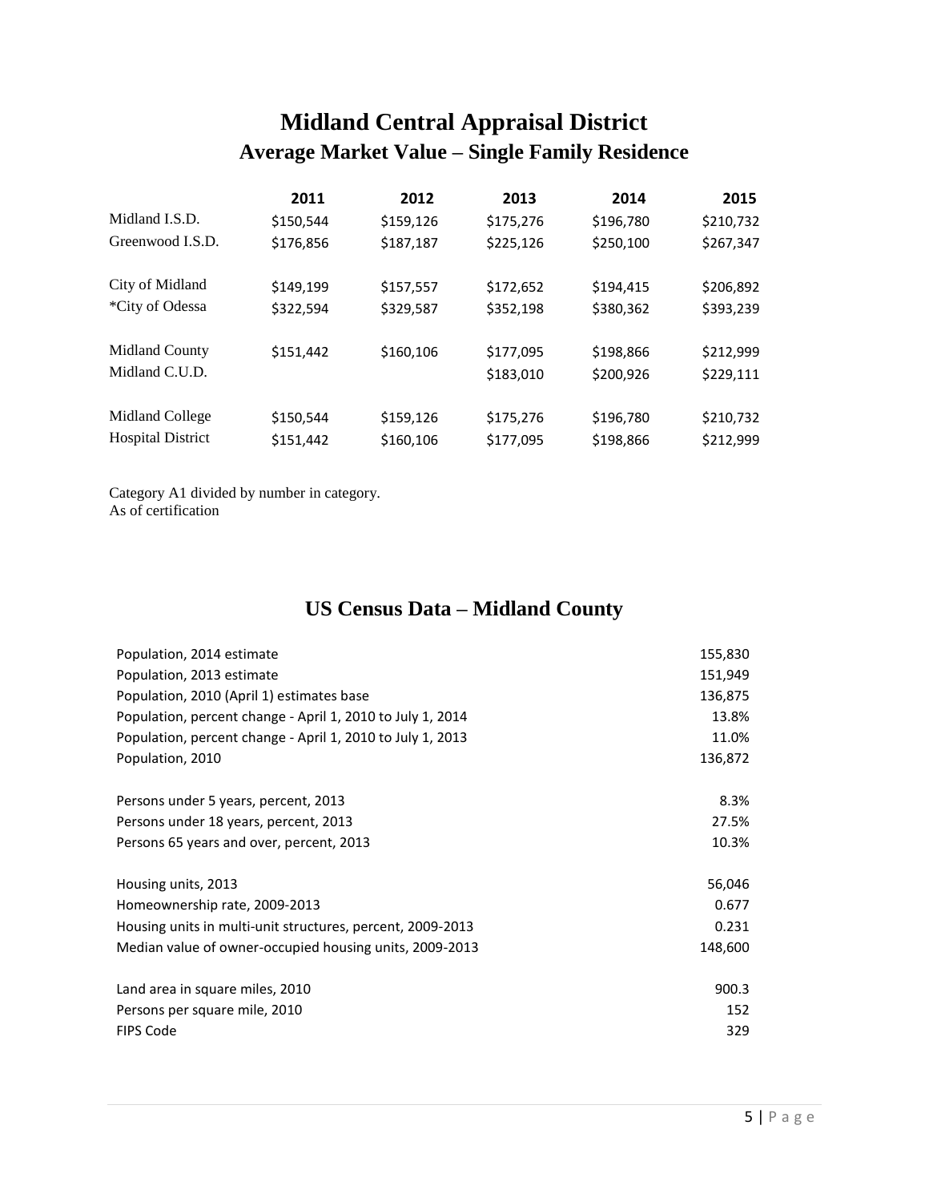# Midland Central Appraisal District

## Average Market Value – Single Family Residence

| | 2011 | 2012 | 2013 | 2014 | 2015 |
|---|---|---|---|---|---|
| Midland I.S.D. | $150,544 | $159,126 | $175,276 | $196,780 | $210,732 |
| Greenwood I.S.D. | $176,856 | $187,187 | $225,126 | $250,100 | $267,347 |
| City of Midland | $149,199 | $157,557 | $172,652 | $194,415 | $206,892 |
| *City of Odessa | $322,594 | $329,587 | $352,198 | $380,362 | $393,239 |
| Midland County | $151,442 | $160,106 | $177,095 | $198,866 | $212,999 |
| Midland C.U.D. | | | $183,010 | $200,926 | $229,111 |
| Midland College | $150,544 | $159,126 | $175,276 | $196,780 | $210,732 |
| Hospital District | $151,442 | $160,106 | $177,095 | $198,866 | $212,999 |

Category A1 divided by number in category.
As of certification

## US Census Data – Midland County

| | |
|---|---|
| Population, 2014 estimate | 155,830 |
| Population, 2013 estimate | 151,949 |
| Population, 2010 (April 1) estimates base | 136,875 |
| Population, percent change - April 1, 2010 to July 1, 2014 | 13.8% |
| Population, percent change - April 1, 2010 to July 1, 2013 | 11.0% |
| Population, 2010 | 136,872 |
| Persons under 5 years, percent, 2013 | 8.3% |
| Persons under 18 years, percent, 2013 | 27.5% |
| Persons 65 years and over, percent, 2013 | 10.3% |
| Housing units, 2013 | 56,046 |
| Homeownership rate, 2009-2013 | 0.677 |
| Housing units in multi-unit structures, percent, 2009-2013 | 0.231 |
| Median value of owner-occupied housing units, 2009-2013 | 148,600 |
| Land area in square miles, 2010 | 900.3 |
| Persons per square mile, 2010 | 152 |
| FIPS Code | 329 |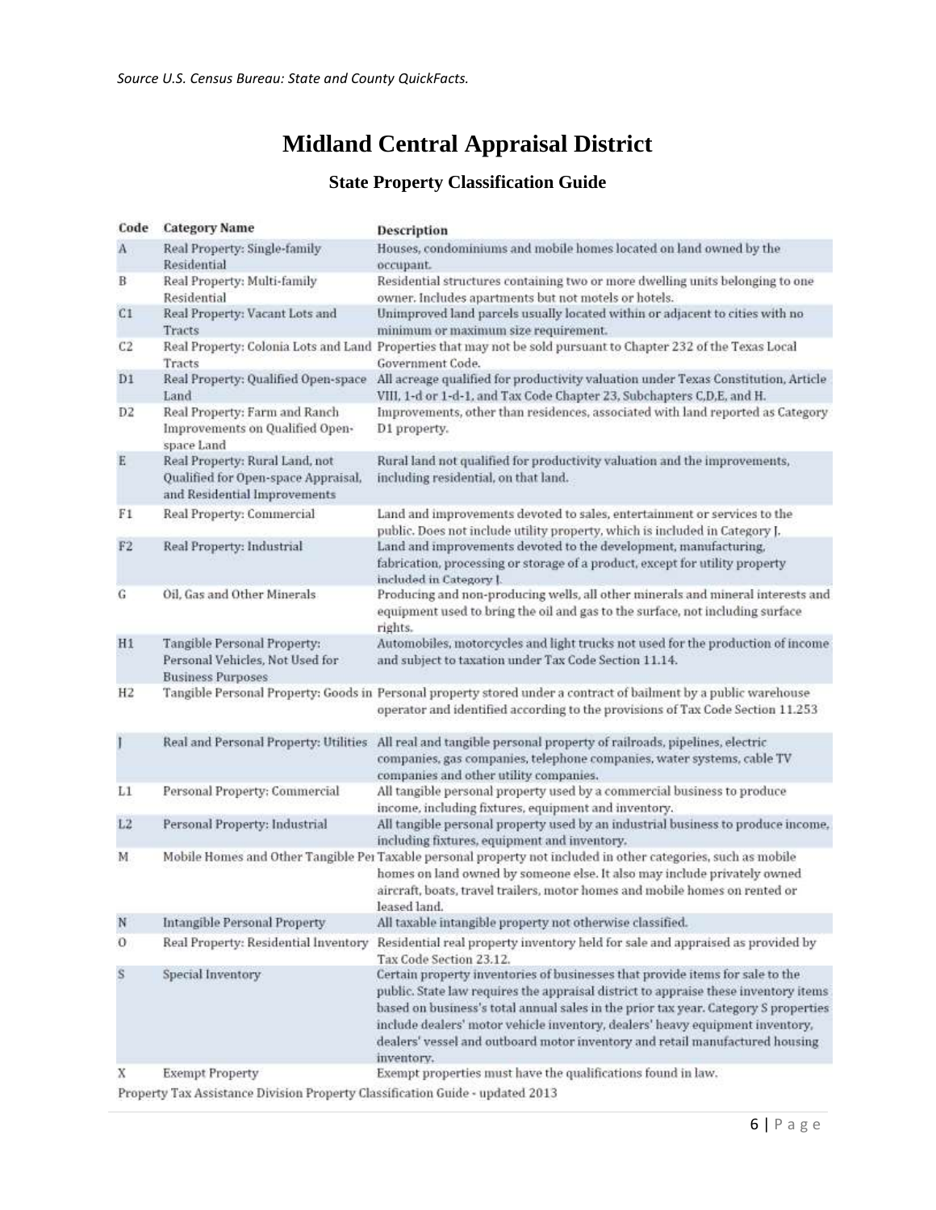*Source U.S. Census Bureau: State and County QuickFacts.*

# Midland Central Appraisal District

## State Property Classification Guide

| Code | Category Name | Description |
|---|---|---|
| A | Real Property: Single-family Residential | Houses, condominiums and mobile homes located on land owned by the occupant. |
| B | Real Property: Multi-family Residential | Residential structures containing two or more dwelling units belonging to one owner. Includes apartments but not motels or hotels. |
| C1 | Real Property: Vacant Lots and Tracts | Unimproved land parcels usually located within or adjacent to cities with no minimum or maximum size requirement. |
| C2 | Real Property: Colonia Lots and Land Tracts | Properties that may not be sold pursuant to Chapter 232 of the Texas Local Government Code. |
| D1 | Real Property: Qualified Open-space Land | All acreage qualified for productivity valuation under Texas Constitution, Article VIII, 1-d or 1-d-1, and Tax Code Chapter 23, Subchapters C,D,E, and H. |
| D2 | Real Property: Farm and Ranch Improvements on Qualified Open-space Land | Improvements, other than residences, associated with land reported as Category D1 property. |
| E | Real Property: Rural Land, not Qualified for Open-space Appraisal, and Residential Improvements | Rural land not qualified for productivity valuation and the improvements, including residential, on that land. |
| F1 | Real Property: Commercial | Land and improvements devoted to sales, entertainment or services to the public. Does not include utility property, which is included in Category J. |
| F2 | Real Property: Industrial | Land and improvements devoted to the development, manufacturing, fabrication, processing or storage of a product, except for utility property included in Category J. |
| G | Oil, Gas and Other Minerals | Producing and non-producing wells, all other minerals and mineral interests and equipment used to bring the oil and gas to the surface, not including surface rights. |
| H1 | Tangible Personal Property: Personal Vehicles, Not Used for Business Purposes | Automobiles, motorcycles and light trucks not used for the production of income and subject to taxation under Tax Code Section 11.14. |
| H2 | Tangible Personal Property: Goods in | Personal property stored under a contract of bailment by a public warehouse operator and identified according to the provisions of Tax Code Section 11.253 |
| J | Real and Personal Property: Utilities | All real and tangible personal property of railroads, pipelines, electric companies, gas companies, telephone companies, water systems, cable TV companies and other utility companies. |
| L1 | Personal Property: Commercial | All tangible personal property used by a commercial business to produce income, including fixtures, equipment and inventory. |
| L2 | Personal Property: Industrial | All tangible personal property used by an industrial business to produce income, including fixtures, equipment and inventory. |
| M | Mobile Homes and Other Tangible Per | Taxable personal property not included in other categories, such as mobile homes on land owned by someone else. It also may include privately owned aircraft, boats, travel trailers, motor homes and mobile homes on rented or leased land. |
| N | Intangible Personal Property | All taxable intangible property not otherwise classified. |
| O | Real Property: Residential Inventory | Residential real property inventory held for sale and appraised as provided by Tax Code Section 23.12. |
| S | Special Inventory | Certain property inventories of businesses that provide items for sale to the public. State law requires the appraisal district to appraise these inventory items based on business's total annual sales in the prior tax year. Category S properties include dealers' motor vehicle inventory, dealers' heavy equipment inventory, dealers' vessel and outboard motor inventory and retail manufactured housing inventory. |
| X | Exempt Property | Exempt properties must have the qualifications found in law. |

Property Tax Assistance Division Property Classification Guide - updated 2013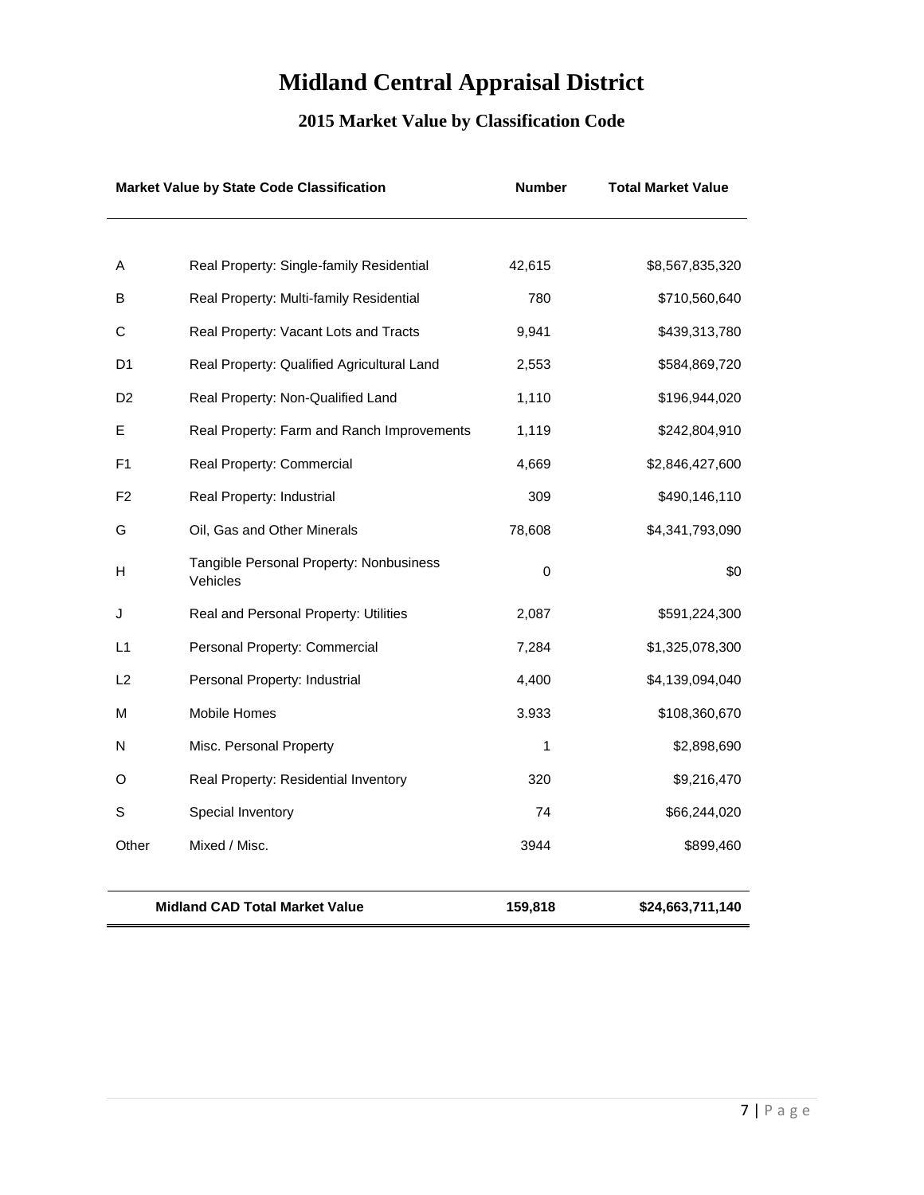# Midland Central Appraisal District

## 2015 Market Value by Classification Code

| Market Value by State Code Classification | | Number | Total Market Value |
|---|---|---|---|
| A | Real Property: Single-family Residential | 42,615 | $8,567,835,320 |
| B | Real Property: Multi-family Residential | 780 | $710,560,640 |
| C | Real Property: Vacant Lots and Tracts | 9,941 | $439,313,780 |
| D1 | Real Property: Qualified Agricultural Land | 2,553 | $584,869,720 |
| D2 | Real Property: Non-Qualified Land | 1,110 | $196,944,020 |
| E | Real Property: Farm and Ranch Improvements | 1,119 | $242,804,910 |
| F1 | Real Property: Commercial | 4,669 | $2,846,427,600 |
| F2 | Real Property: Industrial | 309 | $490,146,110 |
| G | Oil, Gas and Other Minerals | 78,608 | $4,341,793,090 |
| H | Tangible Personal Property: Nonbusiness Vehicles | 0 | $0 |
| J | Real and Personal Property: Utilities | 2,087 | $591,224,300 |
| L1 | Personal Property: Commercial | 7,284 | $1,325,078,300 |
| L2 | Personal Property: Industrial | 4,400 | $4,139,094,040 |
| M | Mobile Homes | 3.933 | $108,360,670 |
| N | Misc. Personal Property | 1 | $2,898,690 |
| O | Real Property: Residential Inventory | 320 | $9,216,470 |
| S | Special Inventory | 74 | $66,244,020 |
| Other | Mixed / Misc. | 3944 | $899,460 |
| | **Midland CAD Total Market Value** | **159,818** | **$24,663,711,140** |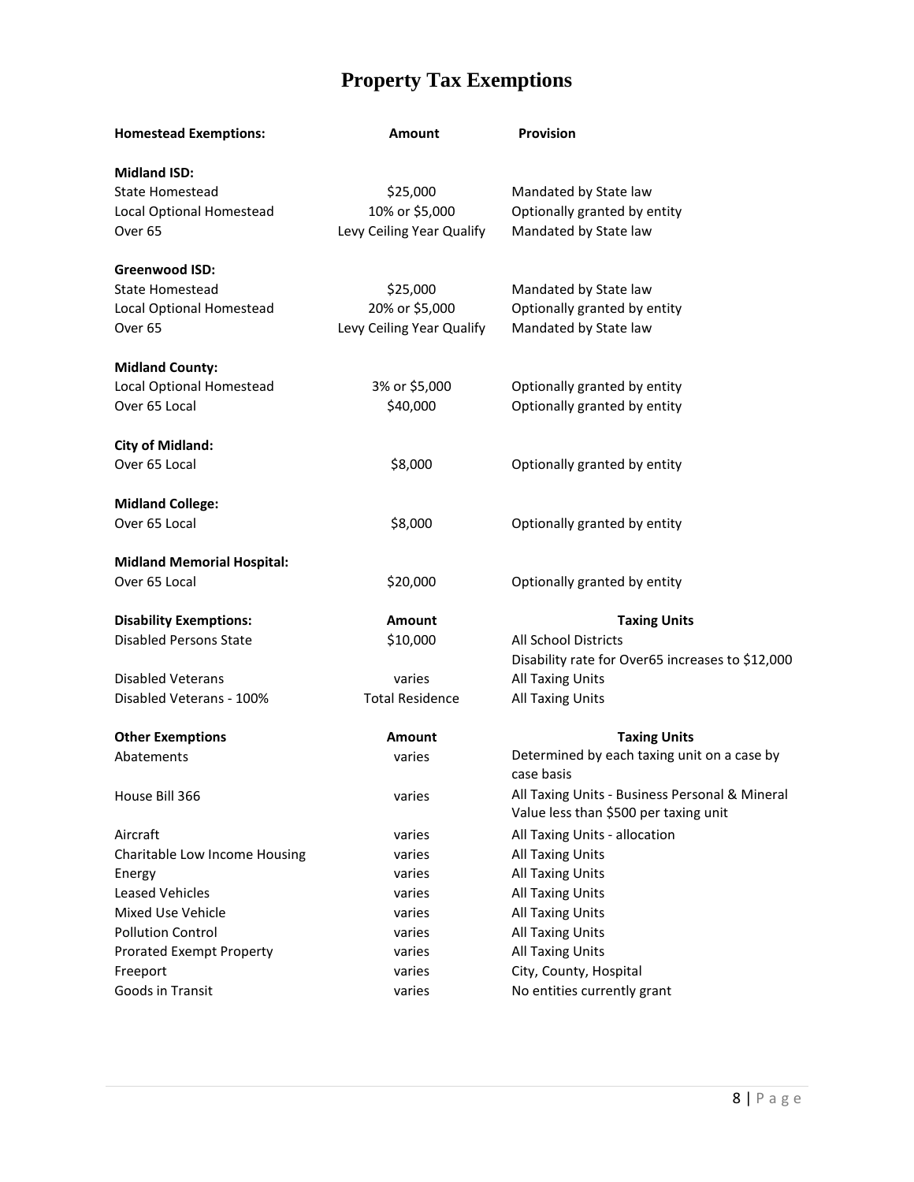# Property Tax Exemptions

| Homestead Exemptions: | Amount | Provision |
|---|---|---|
| **Midland ISD:** | | |
| State Homestead | $25,000 | Mandated by State law |
| Local Optional Homestead | 10% or $5,000 | Optionally granted by entity |
| Over 65 | Levy Ceiling Year Qualify | Mandated by State law |
| **Greenwood ISD:** | | |
| State Homestead | $25,000 | Mandated by State law |
| Local Optional Homestead | 20% or $5,000 | Optionally granted by entity |
| Over 65 | Levy Ceiling Year Qualify | Mandated by State law |
| **Midland County:** | | |
| Local Optional Homestead | 3% or $5,000 | Optionally granted by entity |
| Over 65 Local | $40,000 | Optionally granted by entity |
| **City of Midland:** | | |
| Over 65 Local | $8,000 | Optionally granted by entity |
| **Midland College:** | | |
| Over 65 Local | $8,000 | Optionally granted by entity |
| **Midland Memorial Hospital:** | | |
| Over 65 Local | $20,000 | Optionally granted by entity |

| Disability Exemptions: | Amount | Taxing Units |
|---|---|---|
| Disabled Persons State | $10,000 | All School Districts<br>Disability rate for Over65 increases to $12,000 |
| Disabled Veterans | varies | All Taxing Units |
| Disabled Veterans - 100% | Total Residence | All Taxing Units |

| Other Exemptions | Amount | Taxing Units |
|---|---|---|
| Abatements | varies | Determined by each taxing unit on a case by case basis |
| House Bill 366 | varies | All Taxing Units - Business Personal & Mineral Value less than $500 per taxing unit |
| Aircraft | varies | All Taxing Units - allocation |
| Charitable Low Income Housing | varies | All Taxing Units |
| Energy | varies | All Taxing Units |
| Leased Vehicles | varies | All Taxing Units |
| Mixed Use Vehicle | varies | All Taxing Units |
| Pollution Control | varies | All Taxing Units |
| Prorated Exempt Property | varies | All Taxing Units |
| Freeport | varies | City, County, Hospital |
| Goods in Transit | varies | No entities currently grant |